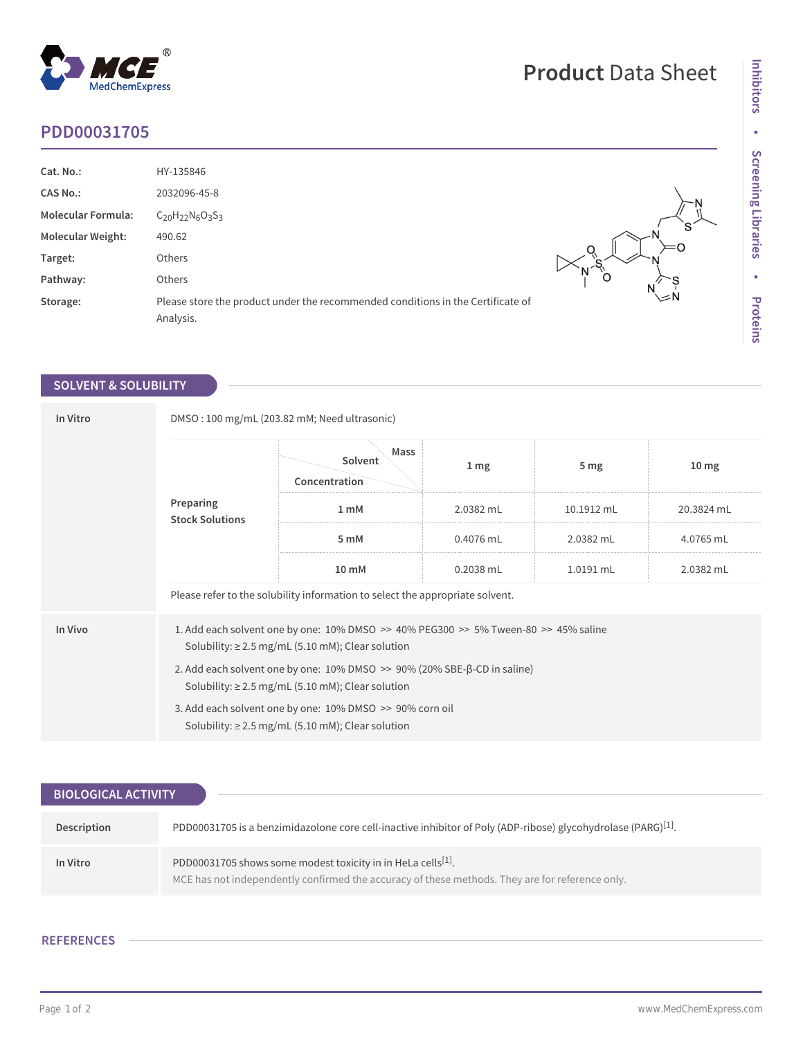# Product Data Sheet

## PDD00031705

| | |
|---|---|
| **Cat. No.:** | HY-135846 |
| **CAS No.:** | 2032096-45-8 |
| **Molecular Formula:** | $C_{20}H_{22}N_6O_3S_3$ |
| **Molecular Weight:** | 490.62 |
| **Target:** | Others |
| **Pathway:** | Others |
| **Storage:** | Please store the product under the recommended conditions in the Certificate of Analysis. |

## SOLVENT & SOLUBILITY

**In Vitro**

DMSO : 100 mg/mL (203.82 mM; Need ultrasonic)

**Preparing Stock Solutions**

| Concentration \ Solvent \ Mass | 1 mg | 5 mg | 10 mg |
|---|---|---|---|
| 1 mM | 2.0382 mL | 10.1912 mL | 20.3824 mL |
| 5 mM | 0.4076 mL | 2.0382 mL | 4.0765 mL |
| 10 mM | 0.2038 mL | 1.0191 mL | 2.0382 mL |

Please refer to the solubility information to select the appropriate solvent.

**In Vivo**

1. Add each solvent one by one: 10% DMSO >> 40% PEG300 >> 5% Tween-80 >> 45% saline
   Solubility: ≥ 2.5 mg/mL (5.10 mM); Clear solution
2. Add each solvent one by one: 10% DMSO >> 90% (20% SBE-β-CD in saline)
   Solubility: ≥ 2.5 mg/mL (5.10 mM); Clear solution
3. Add each solvent one by one: 10% DMSO >> 90% corn oil
   Solubility: ≥ 2.5 mg/mL (5.10 mM); Clear solution

## BIOLOGICAL ACTIVITY

**Description**

PDD00031705 is a benzimidazolone core cell-inactive inhibitor of Poly (ADP-ribose) glycohydrolase (PARG)[1].

**In Vitro**

PDD00031705 shows some modest toxicity in in HeLa cells[1].

MCE has not independently confirmed the accuracy of these methods. They are for reference only.

## REFERENCES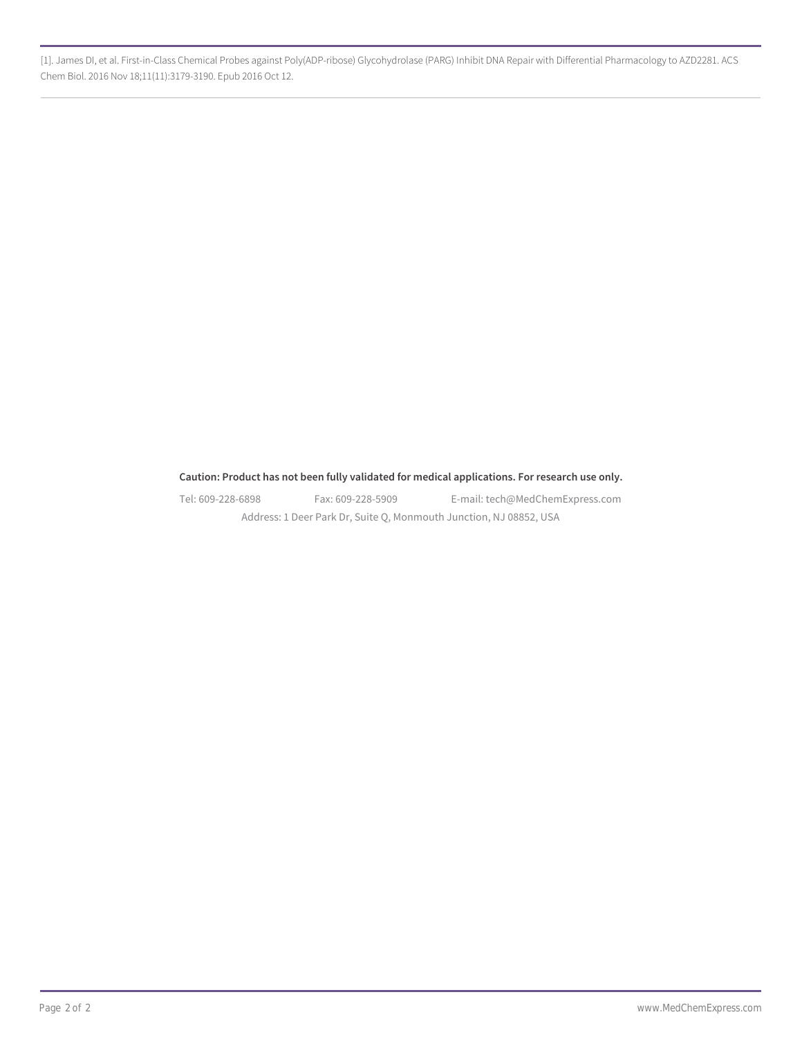[1]. James DI, et al. First-in-Class Chemical Probes against Poly(ADP-ribose) Glycohydrolase (PARG) Inhibit DNA Repair with Differential Pharmacology to AZD2281. ACS Chem Biol. 2016 Nov 18;11(11):3179-3190. Epub 2016 Oct 12.

**Caution: Product has not been fully validated for medical applications. For research use only.**

Tel: 609-228-6898 Fax: 609-228-5909 E-mail: tech@MedChemExpress.com

Address: 1 Deer Park Dr, Suite Q, Monmouth Junction, NJ 08852, USA